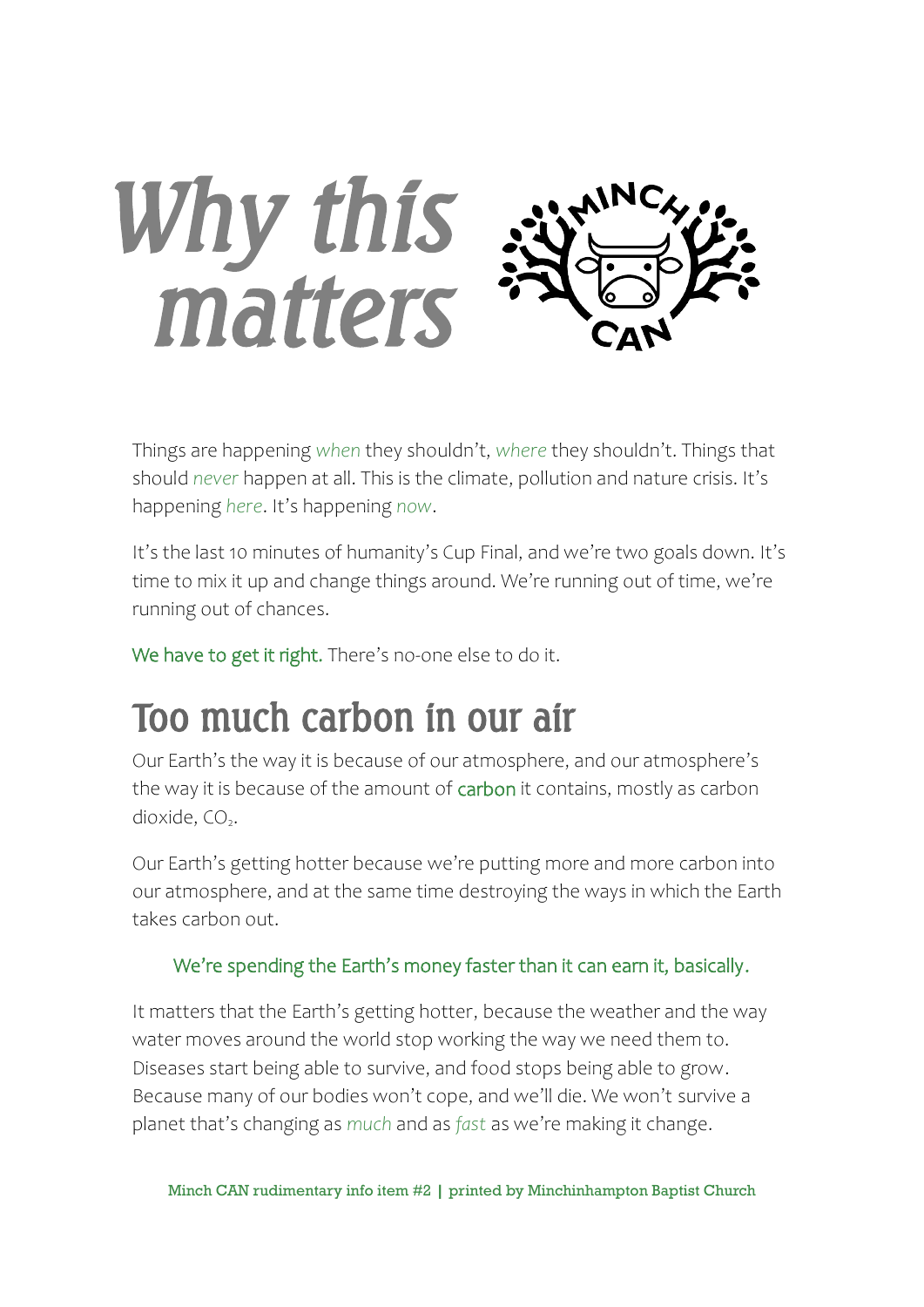# *Why this matters*

Things are happening *when* they shouldn't, *where* they shouldn't. Things that should *never* happen at all. This is the climate, pollution and nature crisis. It's happening *here*. It's happening *now*.

It's the last 10 minutes of humanity's Cup Final, and we're two goals down. It's time to mix it up and change things around. We're running out of time, we're running out of chances.

We have to get it right. There's no-one else to do it.

## Too much carbon in our air

Our Earth's the way it is because of our atmosphere, and our atmosphere's the way it is because of the amount of carbon it contains, mostly as carbon dioxide, $CO_2$.

Our Earth's getting hotter because we're putting more and more carbon into our atmosphere, and at the same time destroying the ways in which the Earth takes carbon out.

We're spending the Earth's money faster than it can earn it, basically.

It matters that the Earth's getting hotter, because the weather and the way water moves around the world stop working the way we need them to. Diseases start being able to survive, and food stops being able to grow. Because many of our bodies won't cope, and we'll die. We won't survive a planet that's changing as *much* and as *fast* as we're making it change.

Minch CAN rudimentary info item #2 | printed by Minchinhampton Baptist Church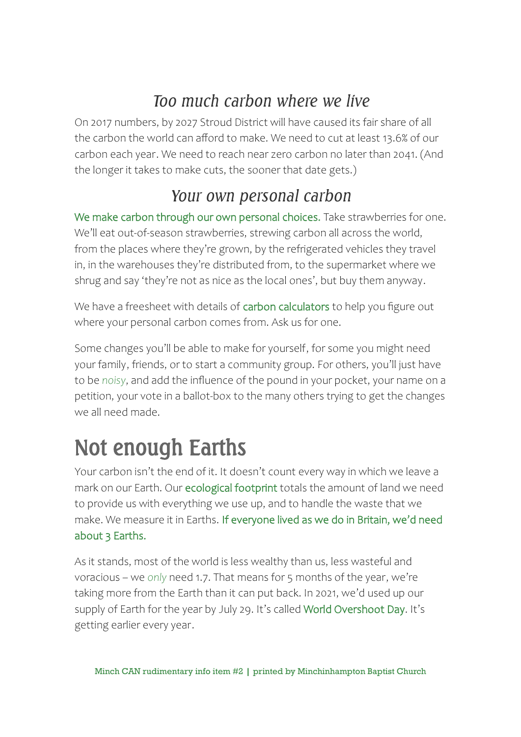### *Too much carbon where we live*

On 2017 numbers, by 2027 Stroud District will have caused its fair share of all the carbon the world can afford to make. We need to cut at least 13.6% of our carbon each year. We need to reach near zero carbon no later than 2041. (And the longer it takes to make cuts, the sooner that date gets.)

### *Your own personal carbon*

We make carbon through our own personal choices. Take strawberries for one. We'll eat out-of-season strawberries, strewing carbon all across the world, from the places where they're grown, by the refrigerated vehicles they travel in, in the warehouses they're distributed from, to the supermarket where we shrug and say 'they're not as nice as the local ones', but buy them anyway.

We have a freesheet with details of carbon calculators to help you figure out where your personal carbon comes from. Ask us for one.

Some changes you'll be able to make for yourself, for some you might need your family, friends, or to start a community group. For others, you'll just have to be *noisy*, and add the influence of the pound in your pocket, your name on a petition, your vote in a ballot-box to the many others trying to get the changes we all need made.

## Not enough Earths

Your carbon isn't the end of it. It doesn't count every way in which we leave a mark on our Earth. Our ecological footprint totals the amount of land we need to provide us with everything we use up, and to handle the waste that we make. We measure it in Earths. If everyone lived as we do in Britain, we'd need about 3 Earths.

As it stands, most of the world is less wealthy than us, less wasteful and voracious – we *only* need 1.7. That means for 5 months of the year, we're taking more from the Earth than it can put back. In 2021, we'd used up our supply of Earth for the year by July 29. It's called World Overshoot Day. It's getting earlier every year.

Minch CAN rudimentary info item #2 | printed by Minchinhampton Baptist Church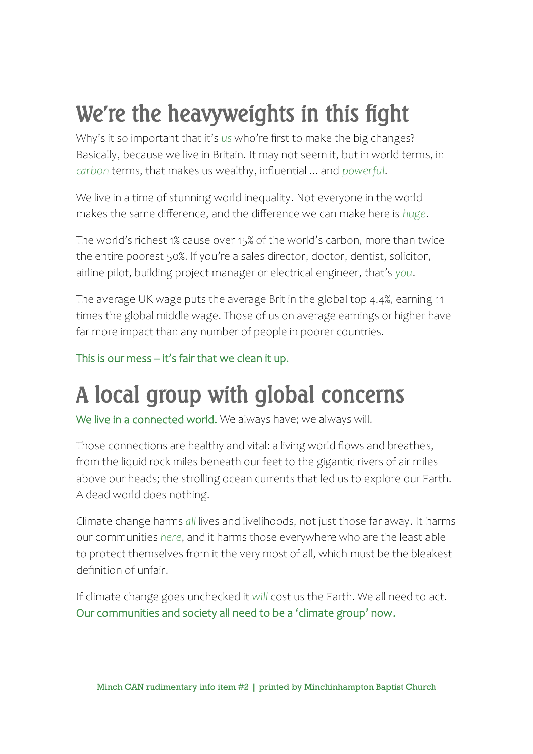## We're the heavyweights in this fight

Why's it so important that it's *us* who're first to make the big changes? Basically, because we live in Britain. It may not seem it, but in world terms, in *carbon* terms, that makes us wealthy, influential ... and *powerful*.

We live in a time of stunning world inequality. Not everyone in the world makes the same difference, and the difference we can make here is *huge*.

The world's richest 1% cause over 15% of the world's carbon, more than twice the entire poorest 50%. If you're a sales director, doctor, dentist, solicitor, airline pilot, building project manager or electrical engineer, that's *you*.

The average UK wage puts the average Brit in the global top 4.4%, earning 11 times the global middle wage. Those of us on average earnings or higher have far more impact than any number of people in poorer countries.

This is our mess – it's fair that we clean it up.

## A local group with global concerns

We live in a connected world. We always have; we always will.

Those connections are healthy and vital: a living world flows and breathes, from the liquid rock miles beneath our feet to the gigantic rivers of air miles above our heads; the strolling ocean currents that led us to explore our Earth. A dead world does nothing.

Climate change harms *all* lives and livelihoods, not just those far away. It harms our communities *here*, and it harms those everywhere who are the least able to protect themselves from it the very most of all, which must be the bleakest definition of unfair.

If climate change goes unchecked it *will* cost us the Earth. We all need to act. Our communities and society all need to be a 'climate group' now.

Minch CAN rudimentary info item #2 | printed by Minchinhampton Baptist Church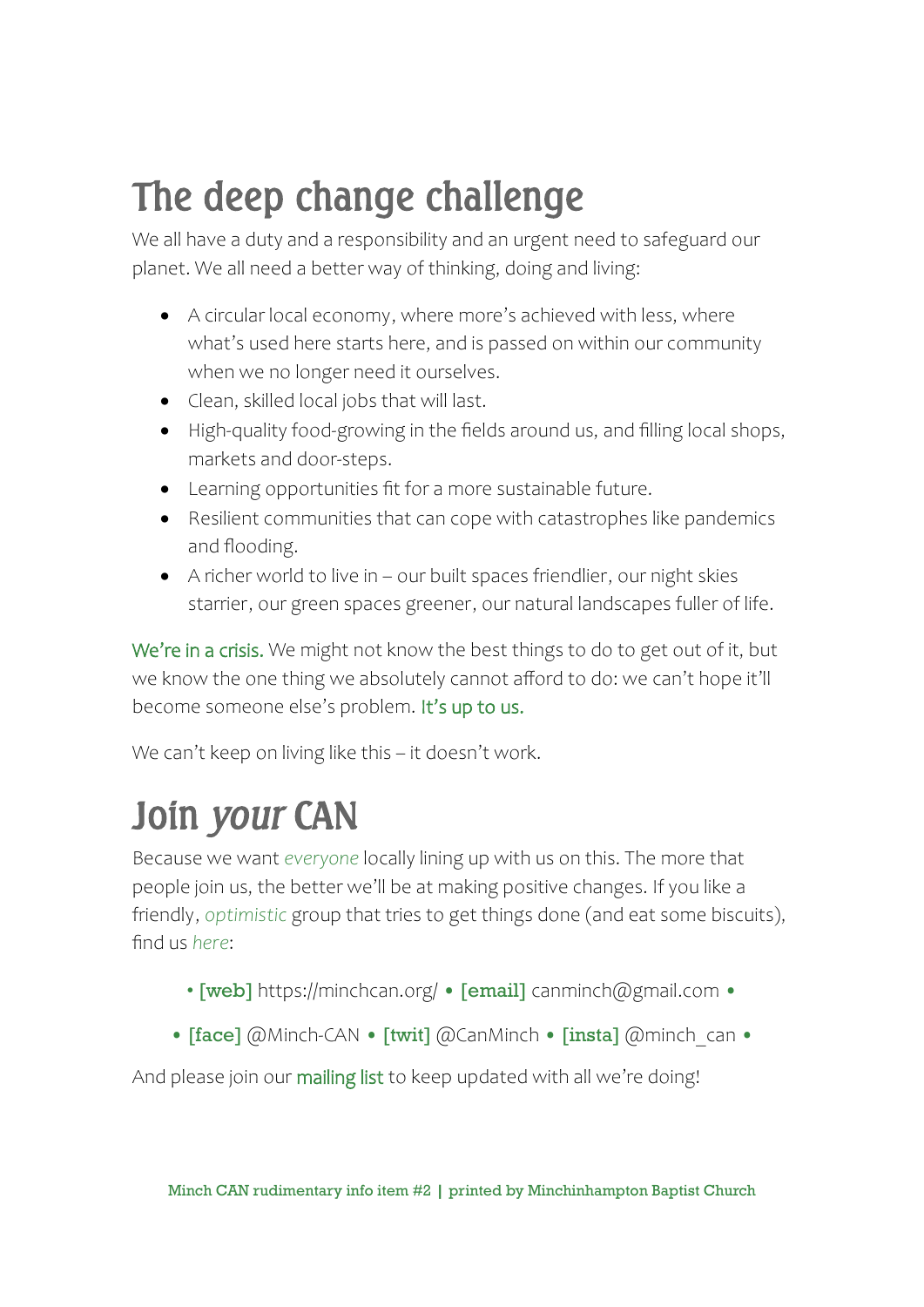# The deep change challenge

We all have a duty and a responsibility and an urgent need to safeguard our planet. We all need a better way of thinking, doing and living:

- A circular local economy, where more's achieved with less, where what's used here starts here, and is passed on within our community when we no longer need it ourselves.
- Clean, skilled local jobs that will last.
- High-quality food-growing in the fields around us, and filling local shops, markets and door-steps.
- Learning opportunities fit for a more sustainable future.
- Resilient communities that can cope with catastrophes like pandemics and flooding.
- A richer world to live in – our built spaces friendlier, our night skies starrier, our green spaces greener, our natural landscapes fuller of life.

We're in a crisis. We might not know the best things to do to get out of it, but we know the one thing we absolutely cannot afford to do: we can't hope it'll become someone else's problem. It's up to us.

We can't keep on living like this – it doesn't work.

# Join *your* CAN

Because we want *everyone* locally lining up with us on this. The more that people join us, the better we'll be at making positive changes. If you like a friendly, *optimistic* group that tries to get things done (and eat some biscuits), find us *here*:

• **[web]** https://minchcan.org/ • **[email]** canminch@gmail.com •

• **[face]** @Minch-CAN • **[twit]** @CanMinch • **[insta]** @minch_can •

And please join our mailing list to keep updated with all we're doing!

Minch CAN rudimentary info item #2 | printed by Minchinhampton Baptist Church